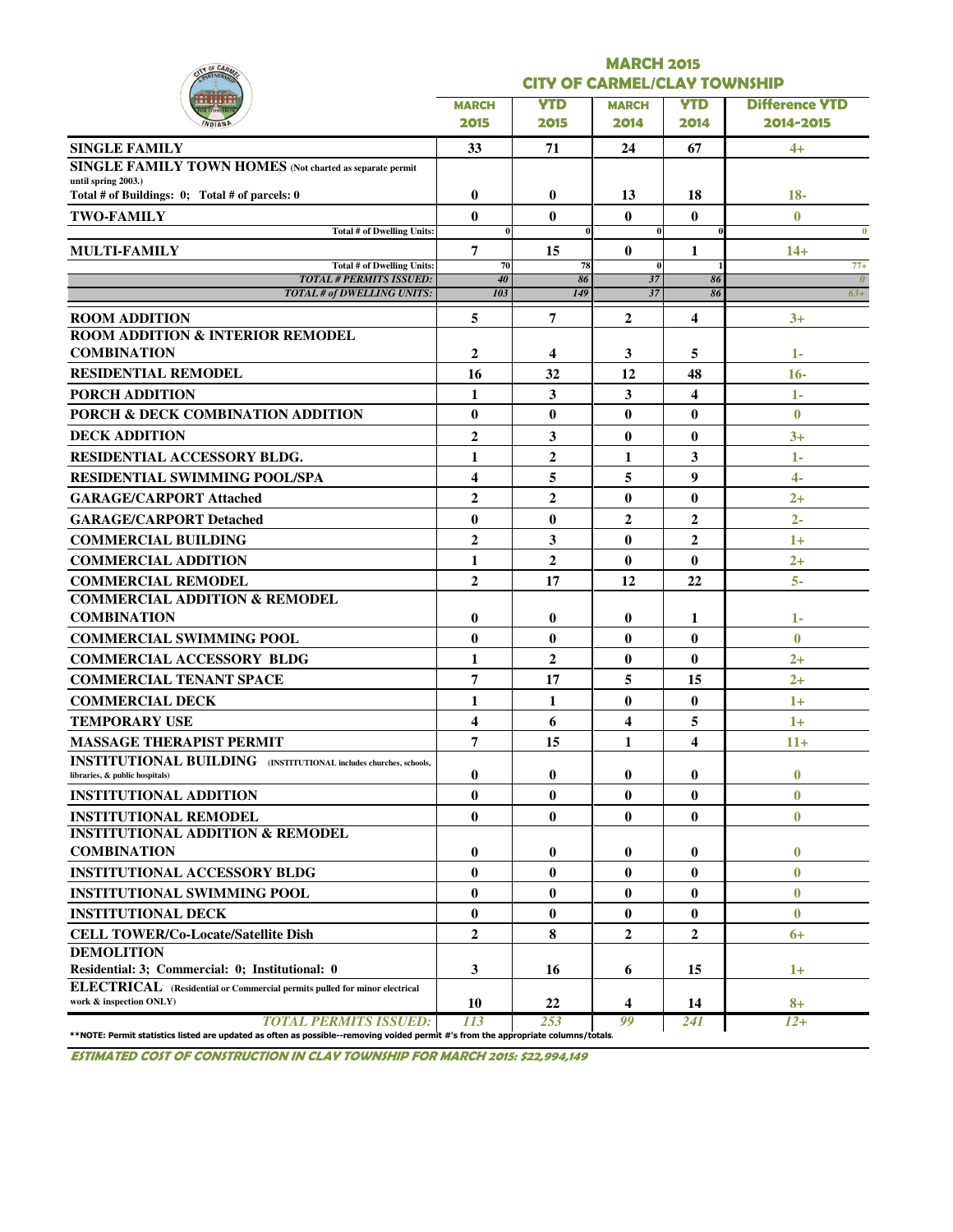# MARCH 2015

## CITY OF CARMEL/CLAY TOWNSHIP

| | MARCH 2015 | YTD 2015 | MARCH 2014 | YTD 2014 | Difference YTD 2014-2015 |
|---|---|---|---|---|---|
| **SINGLE FAMILY** | 33 | 71 | 24 | 67 | 4+ |
| **SINGLE FAMILY TOWN HOMES** (Not charted as separate permit until spring 2003.) Total # of Buildings: 0; Total # of parcels: 0 | 0 | 0 | 13 | 18 | 18- |
| **TWO-FAMILY** | 0 | 0 | 0 | 0 | 0 |
| Total # of Dwelling Units: | 0 | 0 | 0 | 0 | 0 |
| **MULTI-FAMILY** | 7 | 15 | 0 | 1 | 14+ |
| Total # of Dwelling Units: | 70 | 78 | 0 | 1 | 77+ |
| *TOTAL # PERMITS ISSUED:* | 40 | 86 | 37 | 86 | 0 |
| *TOTAL # of DWELLING UNITS:* | 103 | 149 | 37 | 86 | 63+ |
| **ROOM ADDITION** | 5 | 7 | 2 | 4 | 3+ |
| **ROOM ADDITION & INTERIOR REMODEL COMBINATION** | 2 | 4 | 3 | 5 | 1- |
| **RESIDENTIAL REMODEL** | 16 | 32 | 12 | 48 | 16- |
| **PORCH ADDITION** | 1 | 3 | 3 | 4 | 1- |
| **PORCH & DECK COMBINATION ADDITION** | 0 | 0 | 0 | 0 | 0 |
| **DECK ADDITION** | 2 | 3 | 0 | 0 | 3+ |
| **RESIDENTIAL ACCESSORY BLDG.** | 1 | 2 | 1 | 3 | 1- |
| **RESIDENTIAL SWIMMING POOL/SPA** | 4 | 5 | 5 | 9 | 4- |
| **GARAGE/CARPORT Attached** | 2 | 2 | 0 | 0 | 2+ |
| **GARAGE/CARPORT Detached** | 0 | 0 | 2 | 2 | 2- |
| **COMMERCIAL BUILDING** | 2 | 3 | 0 | 2 | 1+ |
| **COMMERCIAL ADDITION** | 1 | 2 | 0 | 0 | 2+ |
| **COMMERCIAL REMODEL** | 2 | 17 | 12 | 22 | 5- |
| **COMMERCIAL ADDITION & REMODEL COMBINATION** | 0 | 0 | 0 | 1 | 1- |
| **COMMERCIAL SWIMMING POOL** | 0 | 0 | 0 | 0 | 0 |
| **COMMERCIAL ACCESSORY BLDG** | 1 | 2 | 0 | 0 | 2+ |
| **COMMERCIAL TENANT SPACE** | 7 | 17 | 5 | 15 | 2+ |
| **COMMERCIAL DECK** | 1 | 1 | 0 | 0 | 1+ |
| **TEMPORARY USE** | 4 | 6 | 4 | 5 | 1+ |
| **MASSAGE THERAPIST PERMIT** | 7 | 15 | 1 | 4 | 11+ |
| **INSTITUTIONAL BUILDING** (INSTITUTIONAL includes churches, schools, libraries, & public hospitals) | 0 | 0 | 0 | 0 | 0 |
| **INSTITUTIONAL ADDITION** | 0 | 0 | 0 | 0 | 0 |
| **INSTITUTIONAL REMODEL** | 0 | 0 | 0 | 0 | 0 |
| **INSTITUTIONAL ADDITION & REMODEL COMBINATION** | 0 | 0 | 0 | 0 | 0 |
| **INSTITUTIONAL ACCESSORY BLDG** | 0 | 0 | 0 | 0 | 0 |
| **INSTITUTIONAL SWIMMING POOL** | 0 | 0 | 0 | 0 | 0 |
| **INSTITUTIONAL DECK** | 0 | 0 | 0 | 0 | 0 |
| **CELL TOWER/Co-Locate/Satellite Dish** | 2 | 8 | 2 | 2 | 6+ |
| **DEMOLITION** Residential: 3; Commercial: 0; Institutional: 0 | 3 | 16 | 6 | 15 | 1+ |
| **ELECTRICAL** (Residential or Commercial permits pulled for minor electrical work & inspection ONLY) | 10 | 22 | 4 | 14 | 8+ |
| *TOTAL PERMITS ISSUED:* | 113 | 253 | 99 | 241 | 12+ |

**NOTE: Permit statistics listed are updated as often as possible--removing voided permit #'s from the appropriate columns/totals.

**ESTIMATED COST OF CONSTRUCTION IN CLAY TOWNSHIP FOR MARCH 2015: $22,994,149**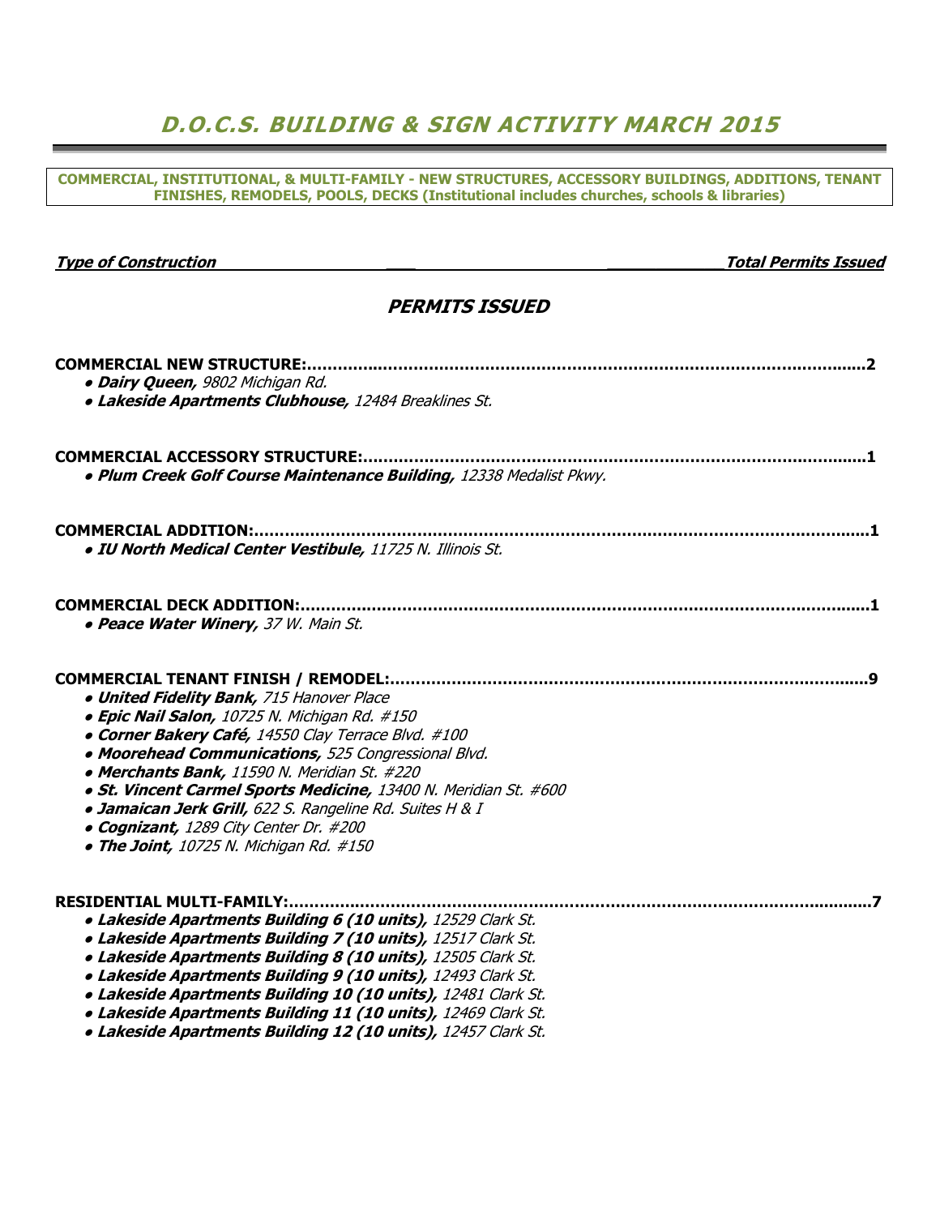# *D.O.C.S. BUILDING & SIGN ACTIVITY MARCH 2015*

**COMMERCIAL, INSTITUTIONAL, & MULTI-FAMILY - NEW STRUCTURES, ACCESSORY BUILDINGS, ADDITIONS, TENANT FINISHES, REMODELS, POOLS, DECKS (Institutional includes churches, schools & libraries)**

***Type of Construction*** ***Total Permits Issued***

## *PERMITS ISSUED*

**COMMERCIAL NEW STRUCTURE:..............................................................................................................2**

- ***Dairy Queen,*** *9802 Michigan Rd.*
- ***Lakeside Apartments Clubhouse,*** *12484 Breaklines St.*

**COMMERCIAL ACCESSORY STRUCTURE:...................................................................................................1**

- ***Plum Creek Golf Course Maintenance Building,*** *12338 Medalist Pkwy.*

**COMMERCIAL ADDITION:.........................................................................................................................1**

- ***IU North Medical Center Vestibule,*** *11725 N. Illinois St.*

**COMMERCIAL DECK ADDITION:...............................................................................................................1**

- ***Peace Water Winery,*** *37 W. Main St.*

**COMMERCIAL TENANT FINISH / REMODEL:..............................................................................................9**

- ***United Fidelity Bank,*** *715 Hanover Place*
- ***Epic Nail Salon,*** *10725 N. Michigan Rd. #150*
- ***Corner Bakery Café,*** *14550 Clay Terrace Blvd. #100*
- ***Moorehead Communications,*** *525 Congressional Blvd.*
- ***Merchants Bank,*** *11590 N. Meridian St. #220*
- ***St. Vincent Carmel Sports Medicine,*** *13400 N. Meridian St. #600*
- ***Jamaican Jerk Grill,*** *622 S. Rangeline Rd. Suites H & I*
- ***Cognizant,*** *1289 City Center Dr. #200*
- ***The Joint,*** *10725 N. Michigan Rd. #150*

**RESIDENTIAL MULTI-FAMILY:.....................................................................................................................7**

- ***Lakeside Apartments Building 6 (10 units),*** *12529 Clark St.*
- ***Lakeside Apartments Building 7 (10 units),*** *12517 Clark St.*
- ***Lakeside Apartments Building 8 (10 units),*** *12505 Clark St.*
- ***Lakeside Apartments Building 9 (10 units),*** *12493 Clark St.*
- ***Lakeside Apartments Building 10 (10 units),*** *12481 Clark St.*
- ***Lakeside Apartments Building 11 (10 units),*** *12469 Clark St.*
- ***Lakeside Apartments Building 12 (10 units),*** *12457 Clark St.*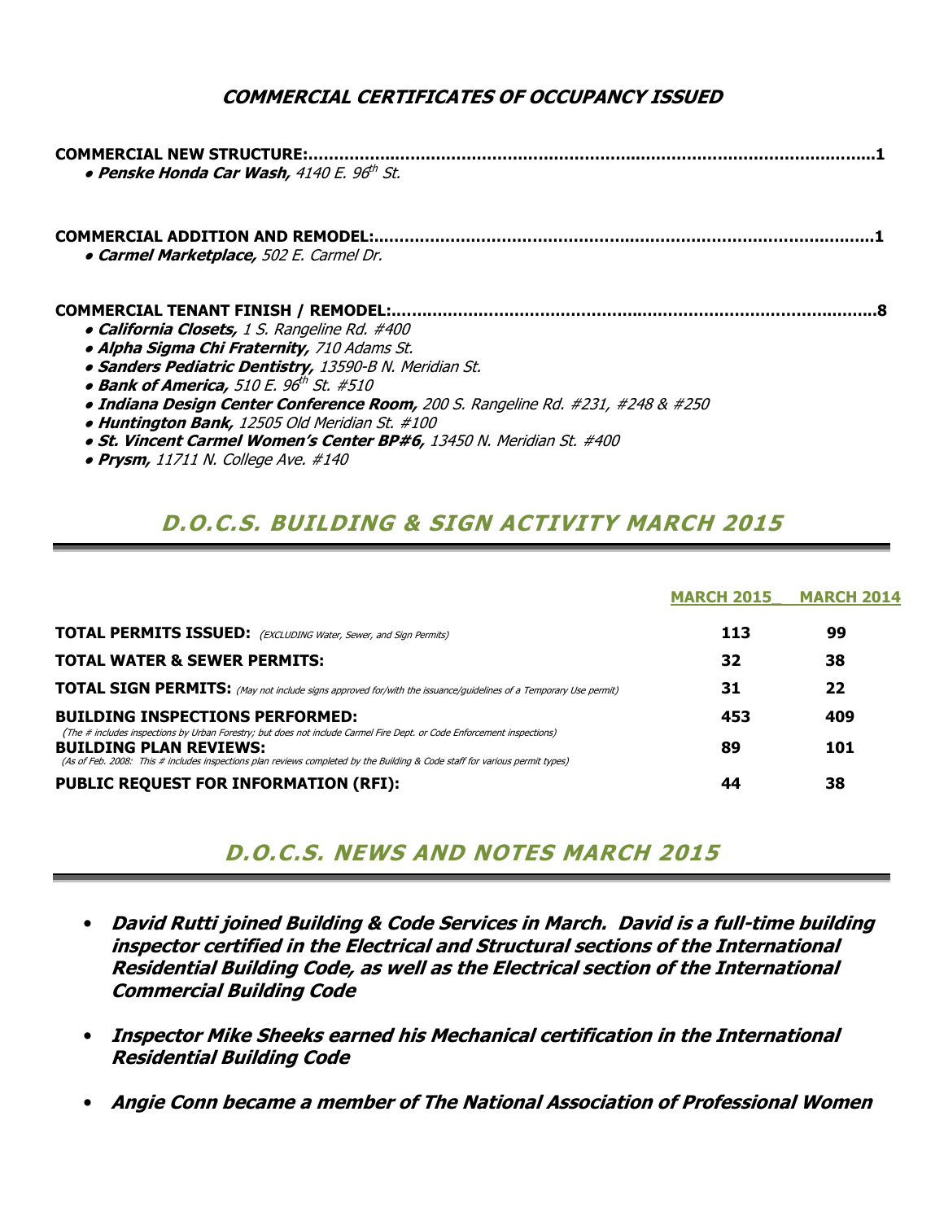## *COMMERCIAL CERTIFICATES OF OCCUPANCY ISSUED*

**COMMERCIAL NEW STRUCTURE:...........................................................................................................1**

- ***Penske Honda Car Wash,*** *4140 E. 96th St.*

**COMMERCIAL ADDITION AND REMODEL:..........................................................................................1**

- ***Carmel Marketplace,*** *502 E. Carmel Dr.*

**COMMERCIAL TENANT FINISH / REMODEL:........................................................................................8**

- ***California Closets,*** *1 S. Rangeline Rd. #400*
- ***Alpha Sigma Chi Fraternity,*** *710 Adams St.*
- ***Sanders Pediatric Dentistry,*** *13590-B N. Meridian St.*
- ***Bank of America,*** *510 E. 96th St. #510*
- ***Indiana Design Center Conference Room,*** *200 S. Rangeline Rd. #231, #248 & #250*
- ***Huntington Bank,*** *12505 Old Meridian St. #100*
- ***St. Vincent Carmel Women's Center BP#6,*** *13450 N. Meridian St. #400*
- ***Prysm,*** *11711 N. College Ave. #140*

## *D.O.C.S. BUILDING & SIGN ACTIVITY MARCH 2015*

| | MARCH 2015 | MARCH 2014 |
|---|---|---|
| **TOTAL PERMITS ISSUED:** *(EXCLUDING Water, Sewer, and Sign Permits)* | **113** | **99** |
| **TOTAL WATER & SEWER PERMITS:** | **32** | **38** |
| **TOTAL SIGN PERMITS:** *(May not include signs approved for/with the issuance/guidelines of a Temporary Use permit)* | **31** | **22** |
| **BUILDING INSPECTIONS PERFORMED:** *(The # includes inspections by Urban Forestry; but does not include Carmel Fire Dept. or Code Enforcement inspections)* | **453** | **409** |
| **BUILDING PLAN REVIEWS:** *(As of Feb. 2008: This # includes inspections plan reviews completed by the Building & Code staff for various permit types)* | **89** | **101** |
| **PUBLIC REQUEST FOR INFORMATION (RFI):** | **44** | **38** |

## *D.O.C.S. NEWS AND NOTES MARCH 2015*

- ***David Rutti joined Building & Code Services in March. David is a full-time building inspector certified in the Electrical and Structural sections of the International Residential Building Code, as well as the Electrical section of the International Commercial Building Code***
- ***Inspector Mike Sheeks earned his Mechanical certification in the International Residential Building Code***
- ***Angie Conn became a member of The National Association of Professional Women***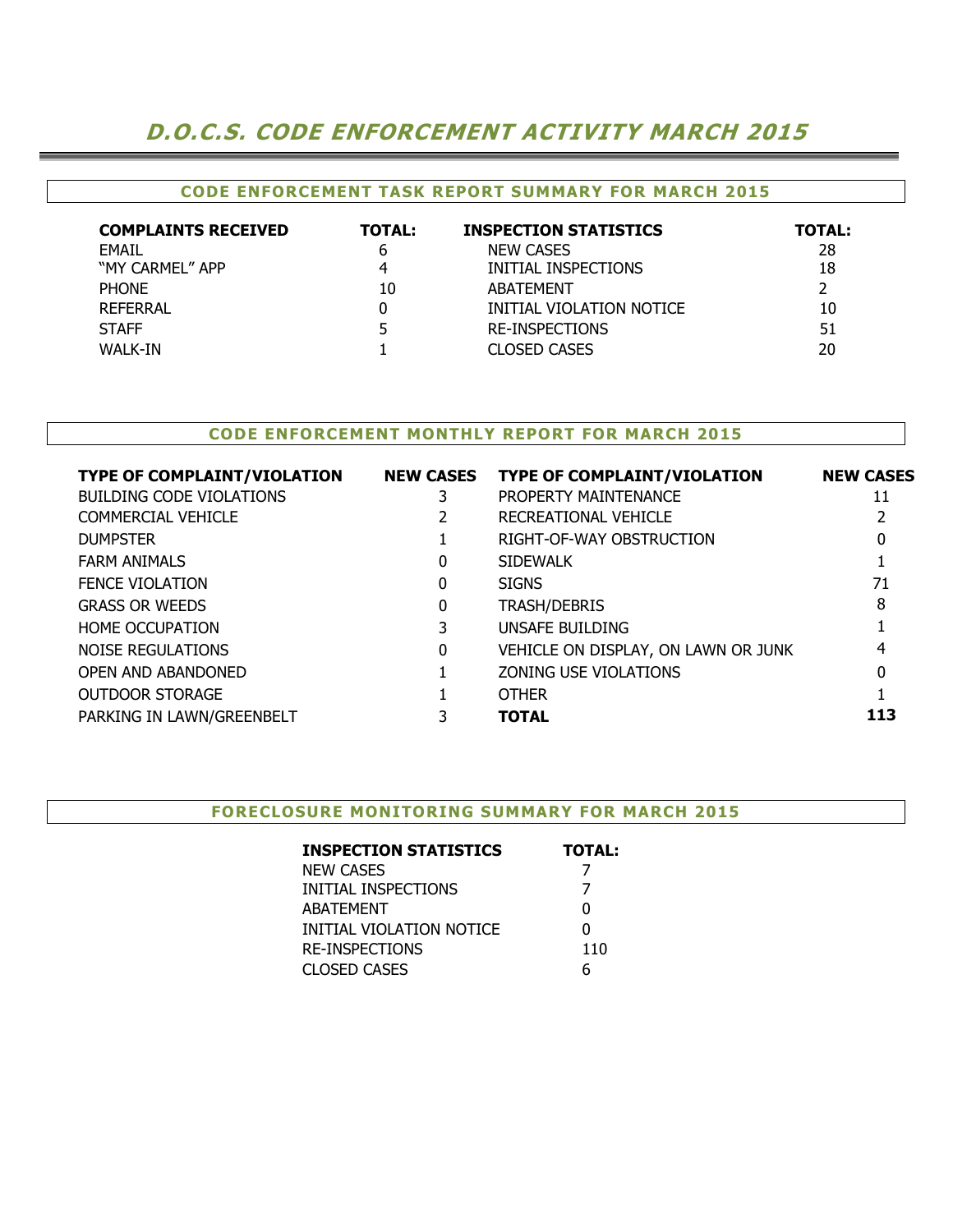# *D.O.C.S. CODE ENFORCEMENT ACTIVITY MARCH 2015*

## CODE ENFORCEMENT TASK REPORT SUMMARY FOR MARCH 2015

| COMPLAINTS RECEIVED | TOTAL: | INSPECTION STATISTICS | TOTAL: |
|---|---|---|---|
| EMAIL | 6 | NEW CASES | 28 |
| "MY CARMEL" APP | 4 | INITIAL INSPECTIONS | 18 |
| PHONE | 10 | ABATEMENT | 2 |
| REFERRAL | 0 | INITIAL VIOLATION NOTICE | 10 |
| STAFF | 5 | RE-INSPECTIONS | 51 |
| WALK-IN | 1 | CLOSED CASES | 20 |

## CODE ENFORCEMENT MONTHLY REPORT FOR MARCH 2015

| TYPE OF COMPLAINT/VIOLATION | NEW CASES | TYPE OF COMPLAINT/VIOLATION | NEW CASES |
|---|---|---|---|
| BUILDING CODE VIOLATIONS | 3 | PROPERTY MAINTENANCE | 11 |
| COMMERCIAL VEHICLE | 2 | RECREATIONAL VEHICLE | 2 |
| DUMPSTER | 1 | RIGHT-OF-WAY OBSTRUCTION | 0 |
| FARM ANIMALS | 0 | SIDEWALK | 1 |
| FENCE VIOLATION | 0 | SIGNS | 71 |
| GRASS OR WEEDS | 0 | TRASH/DEBRIS | 8 |
| HOME OCCUPATION | 3 | UNSAFE BUILDING | 1 |
| NOISE REGULATIONS | 0 | VEHICLE ON DISPLAY, ON LAWN OR JUNK | 4 |
| OPEN AND ABANDONED | 1 | ZONING USE VIOLATIONS | 0 |
| OUTDOOR STORAGE | 1 | OTHER | 1 |
| PARKING IN LAWN/GREENBELT | 3 | **TOTAL** | **113** |

## FORECLOSURE MONITORING SUMMARY FOR MARCH 2015

| INSPECTION STATISTICS | TOTAL: |
|---|---|
| NEW CASES | 7 |
| INITIAL INSPECTIONS | 7 |
| ABATEMENT | 0 |
| INITIAL VIOLATION NOTICE | 0 |
| RE-INSPECTIONS | 110 |
| CLOSED CASES | 6 |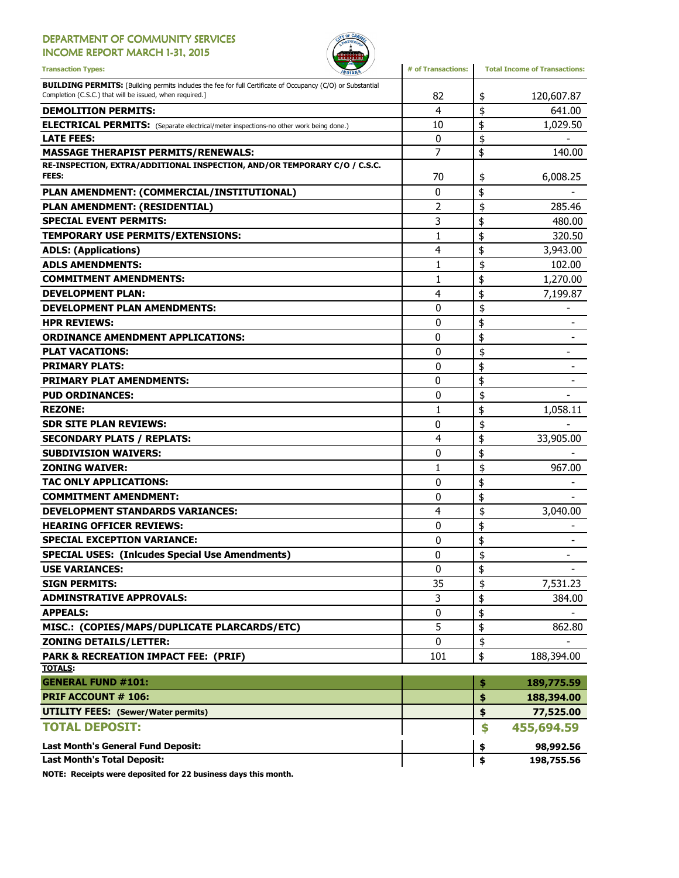DEPARTMENT OF COMMUNITY SERVICES
INCOME REPORT MARCH 1-31, 2015

| Transaction Types: | # of Transactions: | Total Income of Transactions: |
|---|---|---|
| **BUILDING PERMITS:** [Building permits includes the fee for full Certificate of Occupancy (C/O) or Substantial Completion (C.S.C.) that will be issued, when required.] | 82 | $ 120,607.87 |
| **DEMOLITION PERMITS:** | 4 | $ 641.00 |
| **ELECTRICAL PERMITS:** (Separate electrical/meter inspections-no other work being done.) | 10 | $ 1,029.50 |
| **LATE FEES:** | 0 | $ - |
| **MASSAGE THERAPIST PERMITS/RENEWALS:** | 7 | $ 140.00 |
| **RE-INSPECTION, EXTRA/ADDITIONAL INSPECTION, AND/OR TEMPORARY C/O / C.S.C. FEES:** | 70 | $ 6,008.25 |
| **PLAN AMENDMENT: (COMMERCIAL/INSTITUTIONAL)** | 0 | $ - |
| **PLAN AMENDMENT: (RESIDENTIAL)** | 2 | $ 285.46 |
| **SPECIAL EVENT PERMITS:** | 3 | $ 480.00 |
| **TEMPORARY USE PERMITS/EXTENSIONS:** | 1 | $ 320.50 |
| **ADLS: (Applications)** | 4 | $ 3,943.00 |
| **ADLS AMENDMENTS:** | 1 | $ 102.00 |
| **COMMITMENT AMENDMENTS:** | 1 | $ 1,270.00 |
| **DEVELOPMENT PLAN:** | 4 | $ 7,199.87 |
| **DEVELOPMENT PLAN AMENDMENTS:** | 0 | $ - |
| **HPR REVIEWS:** | 0 | $ - |
| **ORDINANCE AMENDMENT APPLICATIONS:** | 0 | $ - |
| **PLAT VACATIONS:** | 0 | $ - |
| **PRIMARY PLATS:** | 0 | $ - |
| **PRIMARY PLAT AMENDMENTS:** | 0 | $ - |
| **PUD ORDINANCES:** | 0 | $ - |
| **REZONE:** | 1 | $ 1,058.11 |
| **SDR SITE PLAN REVIEWS:** | 0 | $ - |
| **SECONDARY PLATS / REPLATS:** | 4 | $ 33,905.00 |
| **SUBDIVISION WAIVERS:** | 0 | $ - |
| **ZONING WAIVER:** | 1 | $ 967.00 |
| **TAC ONLY APPLICATIONS:** | 0 | $ - |
| **COMMITMENT AMENDMENT:** | 0 | $ - |
| **DEVELOPMENT STANDARDS VARIANCES:** | 4 | $ 3,040.00 |
| **HEARING OFFICER REVIEWS:** | 0 | $ - |
| **SPECIAL EXCEPTION VARIANCE:** | 0 | $ - |
| **SPECIAL USES: (Inlcudes Special Use Amendments)** | 0 | $ - |
| **USE VARIANCES:** | 0 | $ - |
| **SIGN PERMITS:** | 35 | $ 7,531.23 |
| **ADMINSTRATIVE APPROVALS:** | 3 | $ 384.00 |
| **APPEALS:** | 0 | $ - |
| **MISC.: (COPIES/MAPS/DUPLICATE PLARCARDS/ETC)** | 5 | $ 862.80 |
| **ZONING DETAILS/LETTER:** | 0 | $ - |
| **PARK & RECREATION IMPACT FEE: (PRIF)** | 101 | $ 188,394.00 |
| **TOTALS:** | | |
| **GENERAL FUND #101:** | | **$ 189,775.59** |
| **PRIF ACCOUNT # 106:** | | **$ 188,394.00** |
| **UTILITY FEES: (Sewer/Water permits)** | | **$ 77,525.00** |
| **TOTAL DEPOSIT:** | | **$ 455,694.59** |
| **Last Month's General Fund Deposit:** | | **$ 98,992.56** |
| **Last Month's Total Deposit:** | | **$ 198,755.56** |

**NOTE: Receipts were deposited for 22 business days this month.**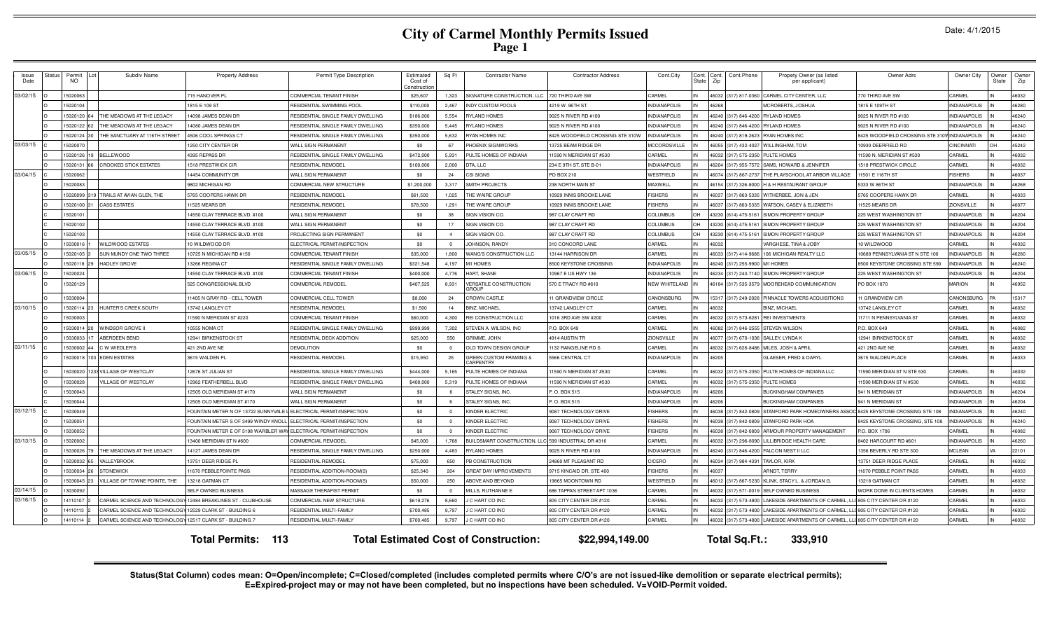# City of Carmel Monthly Permits Issued

Date: 4/1/2015

| Issue Date | Status | Permit NO | Lot | Subdiv Name | Property Address | Permit Type Description | Estimated Cost of Construction | Sq Ft | Contractor Name | Contractor Address | Cont.City | Cont. State | Cont. Zip | Cont.Phone | Propety Owner (as listed per applicant) | Owner Adrs | Owner City | Owner State | Owner Zip |
|---|---|---|---|---|---|---|---|---|---|---|---|---|---|---|---|---|---|---|---|
| 03/02/15 | O | 15020063 | | | 715 HANOVER PL | COMMERCIAL TENANT FINISH | $25,607 | 1,323 | SIGNATURE CONSTRUCTION, LLC | 720 THIRD AVE SW | CARMEL | IN | 46032 | (317) 817-0360 | CARMEL CITY CENTER, LLC | 770 THIRD AVE SW | CARMEL | IN | 46032 |
| | O | 15020104 | | | 1815 E 109 ST | RESIDENTIAL SWIMMING POOL | $110,000 | 2,467 | INDY CUSTOM POOLS | 4219 W. 96TH ST. | INDIANAPOLIS | IN | 46268 | | MCROBERTS, JOSHUA | 1815 E 109TH ST | INDIANAPOLIS | IN | 46280 |
| | O | 15020120 | 64 | THE MEADOWS AT THE LEGACY | 14098 JAMES DEAN DR | RESIDENTIAL SINGLE FAMILY DWELLING | $186,000 | 5,554 | RYLAND HOMES | 9025 N RIVER RD #100 | INDIANAPOLIS | IN | 46240 | (317) 846-4200 | RYLAND HOMES | 9025 N RIVER RD #100 | INDIANAPOLIS | IN | 46240 |
| | O | 15020122 | 62 | THE MEADOWS AT THE LEGACY | 14080 JAMES DEAN DR | RESIDENTIAL SINGLE FAMILY DWELLING | $350,000 | 5,445 | RYLAND HOMES | 9025 N RIVER RD #100 | INDIANAPOLIS | IN | 46240 | (317) 846-4200 | RYLAND HOMES | 9025 N RIVER RD #100 | INDIANAPOLIS | IN | 46240 |
| | O | 15020124 | 30 | THE SANCTUARY AT 116TH STREET | 4506 COOL SPRINGS CT | RESIDENTIAL SINGLE FAMILY DWELLING | $350,000 | 5,632 | RYAN HOMES INC | 8425 WOODFIELD CROSSING STE 310W | INDIANAPOLIS | IN | 46240 | (317) 819-2623 | RYAN HOMES INC | 8425 WOODFIELD CROSSING STE 310W | INDIANAPOLIS | IN | 46240 |
| 03/03/15 | C | 15020070 | | | 1250 CITY CENTER DR | WALL SIGN PERMANENT | $0 | 67 | PHOENIX SIGNWORKS | 13725 BEAM RIDGE DR | MCCORDSVILLE | IN | 46055 | (317) 432-4027 | WILLINGHAM, TOM | 10930 DEERFIELD RD | CINCINNATI | OH | 45242 |
| | O | 15020126 | 19 | BELLEWOOD | 4395 REPASS DR | RESIDENTIAL SINGLE FAMILY DWELLING | $472,000 | 5,931 | PULTE HOMES OF INDIANA | 11590 N MERIDIAN ST #530 | CARMEL | IN | 46032 | (317) 575-2350 | PULTE HOMES | 11590 N. MERIDIAN ST #530 | CARMEL | IN | 46032 |
| | O | 15020131 | 66 | CROOKED STICK ESTATES | 1518 PRESTWICK CIR | RESIDENTIAL REMODEL | $100,000 | 2,000 | DTA, LLC | 234 E 9TH ST, STE B-01 | INDIANAPOLIS | IN | 46204 | (317) 955-7572 | SAMS, HOWARD & JENNIFER | 1518 PRESTWICK CIRCLE | CARMEL | IN | 46032 |
| 03/04/15 | C | 15020062 | | | 14454 COMMUNITY DR | WALL SIGN PERMANENT | $0 | 24 | CSI SIGNS | PO BOX 210 | WESTFIELD | IN | 46074 | (317) 867-2737 | THE PLAYSCHOOL AT ARBOR VILLAGE | 11501 E 116TH ST | FISHERS | IN | 46037 |
| | O | 15020083 | | | 9802 MICHIGAN RD | COMMERCIAL NEW STRUCTURE | $1,200,000 | 3,317 | SMITH PROJECTS | 238 NORTH MAIN ST | MAXWELL | IN | 46154 | (317) 326-8000 | H & H RESTAURANT GROUP | 5333 W 86TH ST | INDIANAPOLIS | IN | 46268 |
| | O | 15020099 | 319 | TRAILS AT AVIAN GLEN, THE | 5765 COOPERS HAWK DR | RESIDENTIAL REMODEL | $61,500 | 1,025 | THE WAIRE GROUP | 10929 INNIS BROOKE LANE | FISHERS | IN | 46037 | (317) 863-5335 | WITHERBEE, JON & JEN | 5765 COOPERS HAWK DR | CARMEL | IN | 46033 |
| | O | 15020100 | 31 | CASS ESTATES | 11525 MEARS DR | RESIDENTIAL REMODEL | $78,500 | 1,291 | THE WAIRE GROUP | 10929 INNIS BROOKE LANE | FISHERS | IN | 46037 | (317) 863-5335 | WATSON, CASEY & ELIZABETH | 11525 MEARS DR | ZIONSVILLE | IN | 46077 |
| | C | 15020101 | | | 14550 CLAY TERRACE BLVD. #100 | WALL SIGN PERMANENT | $0 | 38 | SIGN VISION CO. | 987 CLAY CRAFT RD | COLUMBUS | OH | 43230 | (614) 475-5161 | SIMON PROPERTY GROUP | 225 WEST WASHINGTON ST | INDIANAPOLIS | IN | 46204 |
| | C | 15020102 | | | 14550 CLAY TERRACE BLVD. #100 | WALL SIGN PERMANENT | $0 | 17 | SIGN VISION CO. | 987 CLAY CRAFT RD | COLUMBUS | OH | 43230 | (614) 475-5161 | SIMON PROPERTY GROUP | 225 WEST WASHINGTON ST | INDIANAPOLIS | IN | 46204 |
| | C | 15020103 | | | 14550 CLAY TERRACE BLVD. #100 | PROJECTING SIGN PERMANENT | $0 | 4 | SIGN VISION CO. | 987 CLAY CRAFT RD | COLUMBUS | OH | 43230 | (614) 475-5161 | SIMON PROPERTY GROUP | 225 WEST WASHINGTON ST | INDIANAPOLIS | IN | 46204 |
| | O | 15030016 | 1 | WILDWOOD ESTATES | 10 WILDWOOD DR | ELECTRICAL PERMIT/INSPECTION | $0 | 0 | JOHNSON, RANDY | 310 CONCORD LANE | CARMEL | IN | 46032 | | VARGHESE, TINA & JOBY | 10 WILDWOOD | CARMEL | IN | 46032 |
| 03/05/15 | O | 15020105 | 3 | SUN MUNDY ONE TWO THREE | 10725 N MICHIGAN RD #150 | COMMERCIAL TENANT FINISH | $35,000 | 1,800 | WANG'S CONSTRUCTION LLC | 13144 HARRISON DR | CARMEL | IN | 46033 | (317) 414-9686 | 106 MICHIGAN REALTY LLC | 10689 PENNSYLVANIA ST N STE 100 | INDIANAPOLIS | IN | 46280 |
| | O | 15020118 | 29 | HADLEY GROVE | 13266 REGINA CT | RESIDENTIAL SINGLE FAMILY DWELLING | $321,548 | 4,197 | M/I HOMES | 8500 KEYSTONE CROSSING | INDIANAPOLIS | IN | 46240 | (317) 255-9900 | M/I HOMES | 8500 KEYSTONE CROSSING STE 590 | INDIANAPOLIS | IN | 46240 |
| 03/06/15 | O | 15020024 | | | 14550 CLAY TERRACE BLVD. #100 | COMMERCIAL TENANT FINISH | $400,000 | 4,776 | HART, SHANE | 10967 E US HWY 136 | INDIANAPOLIS | IN | 46234 | (317) 243-7140 | SIMON PROPERTY GROUP | 225 WEST WASHINGTON ST | INDIANAPOLIS | IN | 46204 |
| | O | 15020129 | | | 525 CONGRESSIONAL BLVD | COMMERCIAL REMODEL | $407,525 | 8,931 | VERSATILE CONSTRUCTION GROUP | 570 E TRACY RD #610 | NEW WHITELAND | IN | 46184 | (317) 535-3579 | MOOREHEAD COMMUNICATION | PO BOX 1870 | MARION | IN | 46952 |
| | O | 15030004 | | | 11405 N GRAY RD - CELL TOWER | COMMERCIAL CELL TOWER | $8,000 | 24 | CROWN CASTLE | 11 GRANDVIEW CIRCLE | CANONSBURG | PA | 15317 | (317) 249-2028 | PINNACLE TOWERS ACQUISITIONS | 11 GRANDVIEW CIR | CANONSBURG | PA | 15317 |
| 03/10/15 | O | 15020114 | 23 | HUNTER'S CREEK SOUTH | 13742 LANGLEY CT | RESIDENTIAL REMODEL | $1,500 | 14 | BINZ, MICHAEL | 13742 LANGLEY CT | CARMEL | IN | 46032 | | BINZ, MICHAEL | 13742 LANGLEY CT | CARMEL | IN | 46032 |
| | O | 15030003 | | | 11590 N MERIDIAN ST #220 | COMMERCIAL TENANT FINISH | $60,000 | 4,300 | REI CONSTRUCTION LLC | 1016 3RD AVE SW #200 | CARMEL | IN | 46032 | (317) 573-6281 | REI INVESTMENTS | 11711 N PENNSYLVANIA ST | CARMEL | IN | 46032 |
| | O | 15030014 | 20 | WINDSOR GROVE II | 10555 NOMA CT | RESIDENTIAL SINGLE FAMILY DWELLING | $999,999 | 7,302 | STEVEN A. WILSON, INC | P.O. BOX 649 | CARMEL | IN | 46082 | (317) 846-2555 | STEVEN WILSON | P.O. BOX 649 | CARMEL | IN | 46082 |
| | O | 15030033 | 17 | ABERDEEN BEND | 12941 BIRKENSTOCK ST | RESIDENTIAL DECK ADDITION | $25,000 | 550 | GRIMME, JOHN | 4914 AUSTIN TR | ZIONSVILLE | IN | 46077 | (317) 670-1036 | SALLEY, LYNDA K | 12941 BIRKENSTOCK ST | CARMEL | IN | 46032 |
| 03/11/15 | C | 15030002 | 44 | C W WIEDLER'S | 421 2ND AVE NE | DEMOLITION | $0 | 0 | OLD TOWN DESIGN GROUP | 1132 RANGELINE RD S | CARMEL | IN | 46032 | (317) 626-8486 | MILES, JOSH & APRIL | 421 2ND AVE NE | CARMEL | IN | 46032 |
| | O | 15030018 | 103 | EDEN ESTATES | 3615 WALDEN PL | RESIDENTIAL REMODEL | $15,950 | 25 | GREEN CUSTOM FRAMING & CARPENTRY | 5566 CENTRAL CT | INDIANAPOLIS | IN | 46205 | | GLAESER, FRED & DARYL | 3615 WALDEN PLACE | CARMEL | IN | 46033 |
| | O | 15030020 | 1233 | VILLAGE OF WESTCLAY | 12676 ST JULIAN ST | RESIDENTIAL SINGLE FAMILY DWELLING | $444,000 | 5,165 | PULTE HOMES OF INDIANA | 11590 N MERIDIAN ST #530 | CARMEL | IN | 46032 | (317) 575-2350 | PULTE HOMES OF INDIANA LLC | 11590 MERIDIAN ST N STE 530 | CARMEL | IN | 46032 |
| | O | 15030028 | | VILLAGE OF WESTCLAY | 12962 FEATHERBELL BLVD | RESIDENTIAL SINGLE FAMILY DWELLING | $408,000 | 5,319 | PULTE HOMES OF INDIANA | 11590 N MERIDIAN ST #530 | CARMEL | IN | 46032 | (317) 575-2350 | PULTE HOMES | 11590 MERIDIAN ST N #530 | CARMEL | IN | 46032 |
| | C | 15030043 | | | 12505 OLD MERIDIAN ST #170 | WALL SIGN PERMANENT | $0 | 6 | STALEY SIGNS, INC. | P. O. BOX 515 | INDIANAPOLIS | IN | 46206 | | BUCKINGHAM COMPANIES | 941 N MERIDIAN ST | INDIANAPOLIS | IN | 46204 |
| | C | 15030044 | | | 12505 OLD MERIDIAN ST #170 | WALL SIGN PERMANENT | $0 | 6 | STALEY SIGNS, INC. | P. O. BOX 515 | INDIANAPOLIS | IN | 46206 | | BUCKINGHAM COMPANIES | 941 N MERIDIAN ST | INDIANAPOLIS | IN | 46204 |
| 03/12/15 | C | 15030049 | | | FOUNTAIN METER N OF 13722 SUNNYVALE | ELECTRICAL PERMIT/INSPECTION | $0 | 0 | KINDER ELECTRIC | 9087 TECHNOLOGY DRIVE | FISHERS | IN | 46038 | (317) 842-0809 | STANFORD PARK HOMEOWNERS ASSOC | 8425 KEYSTONE CROSSING STE 108 | INDIANAPOLIS | IN | 46240 |
| | C | 15030051 | | | FOUNTAIN METER S OF 3499 WINDY KNOLL | ELECTRICAL PERMIT/INSPECTION | $0 | 0 | KINDER ELECTRIC | 9087 TECHNOLOGY DRIVE | FISHERS | IN | 46038 | (317) 842-0809 | STANFORD PARK HOA | 8425 KEYSTONE CROSSING, STE 108 | INDIANAPOLIS | IN | 46240 |
| | C | 15030052 | | | FOUNTAIN METER E OF 5198 WARBLER WAY | ELECTRICAL PERMIT/INSPECTION | $0 | 0 | KINDER ELECTRIC | 9087 TECHNOLOGY DRIVE | FISHERS | IN | 46038 | (317) 842-0809 | ARMOUR PROPERTY MANAGEMENT | P.O. BOX 1706 | CARMEL | IN | 46082 |
| 03/13/15 | O | 15020002 | | | 13400 MERIDIAN ST N #600 | COMMERCIAL REMODEL | $45,000 | 1,768 | BUILDSMART CONSTRUCTION, LLC | 599 INDUSTRIAL DR #316 | CARMEL | IN | 46032 | (317) 296-8090 | LILLIBRIDGE HEALTH CARE | 8402 HARCOURT RD #601 | INDIANAPOLIS | IN | 46260 |
| | O | 15030026 | 79 | THE MEADOWS AT THE LEGACY | 14127 JAMES DEAN DR | RESIDENTIAL SINGLE FAMILY DWELLING | $250,000 | 4,483 | RYLAND HOMES | 9025 N RIVER RD #100 | INDIANAPOLIS | IN | 46240 | (317) 846-4200 | FALCON NEST II LLC | 1356 BEVERLY RD STE 300 | MCLEAN | VA | 22101 |
| | O | 15030032 | 65 | VALLEYBROOK | 13751 DEER RIDGE PL | RESIDENTIAL REMODEL | $75,000 | 650 | PB CONSTRUCTION | 24860 MT PLEASANT RD | CICERO | IN | 46034 | (317) 984-4391 | TAYLOR, KIRK | 13751 DEER RIDGE PLACE | CARMEL | IN | 46032 |
| | O | 15030034 | 26 | STONEWICK | 11670 PEBBLEPOINTE PASS | RESIDENTIAL ADDITION-ROOM(S) | $25,340 | 204 | GREAT DAY IMPROVEMENTS | 9715 KINCAID DR, STE 400 | FISHERS | IN | 46037 | | ARNDT, TERRY | 11670 PEBBLE POINT PASS | CARMEL | IN | 46033 |
| | O | 15030045 | 23 | VILLAGE OF TOWNE POINTE, THE | 13218 GATMAN CT | RESIDENTIAL ADDITION-ROOM(S) | $50,000 | 250 | ABOVE AND BEYOND | 19865 MOONTOWN RD | WESTFIELD | IN | 46012 | (317) 867-5230 | KLINK, STACY L. & JORDAN G. | 13218 GATMAN CT | CARMEL | IN | 46032 |
| 03/14/15 | O | 13030092 | | | SELF OWNED BUSINESS | MASSAGE THERAPIST PERMIT | $0 | 0 | MILLS, RUTHANNE E | 686 TAPPAN STREET APT 1036 | CARMEL | IN | 46032 | (317) 571-0019 | SELF OWNED BUSINESS | WORK DONE IN CLIENTS HOMES | CARMEL | IN | 46032 |
| 03/16/15 | O | 14110107 | 2 | CARMEL SCIENCE AND TECHNOLOGY | 12484 BREAKLINES ST - CLUBHOUSE | COMMERCIAL NEW STRUCTURE | $619,276 | 8,660 | J C HART CO INC | 805 CITY CENTER DR #120 | CARMEL | IN | 46032 | (317) 573-4800 | LAKESIDE APARTMENTS OF CARMEL, LLC | 805 CITY CENTER DR #120 | CARMEL | IN | 46032 |
| | O | 14110113 | 2 | CARMEL SCIENCE AND TECHNOLOGY | 12529 CLARK ST - BUILDING 6 | RESIDENTIAL MULTI-FAMILY | $700,485 | 9,797 | J C HART CO INC | 805 CITY CENTER DR #120 | CARMEL | IN | 46032 | (317) 573-4800 | LAKESIDE APARTMENTS OF CARMEL, LLC | 805 CITY CENTER DR #120 | CARMEL | IN | 46032 |
| | O | 14110114 | 2 | CARMEL SCIENCE AND TECHNOLOGY | 12517 CLARK ST - BUILDING 7 | RESIDENTIAL MULTI-FAMILY | $700,485 | 9,797 | J C HART CO INC | 805 CITY CENTER DR #120 | CARMEL | IN | 46032 | (317) 573-4800 | LAKESIDE APARTMENTS OF CARMEL, LLC | 805 CITY CENTER DR #120 | CARMEL | IN | 46032 |

**Total Permits: 113** **Total Estimated Cost of Construction: $22,994,149.00** **Total Sq.Ft.: 333,910**

**Status(Stat Column) codes mean: O=Open/incomplete; C=Closed/completed (includes completed permits where C/O's are not issued-like demolition or separate electrical permits); E=Expired-project may or may not have been completed, but no inspections have been scheduled. V=VOID-Permit voided.**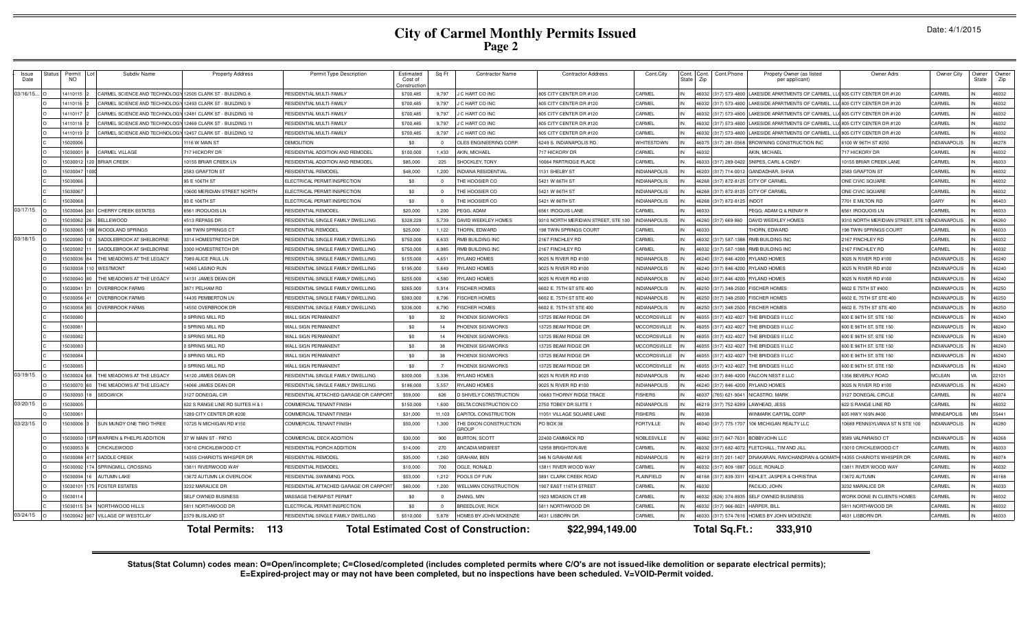# City of Carmel Monthly Permits Issued
## Page 2

Date: 4/1/2015

| Issue Date | Status | Permit NO | Lot | Subdiv Name | Property Address | Permit Type Description | Estimated Cost of Construction | Sq Ft | Contractor Name | Contractor Address | Cont.City | Cont. State | Cont. Zip | Cont.Phone | Propety Owner (as listed per applicant) | Owner Adrs | Owner City | Owner State | Owner Zip |
|---|---|---|---|---|---|---|---|---|---|---|---|---|---|---|---|---|---|---|---|
| 03/16/15... | O | 14110115 | 2 | CARMEL SCIENCE AND TECHNOLOGY | 12505 CLARK ST - BUILDING 8 | RESIDENTIAL MULTI-FAMILY | $700,485 | 9,797 | J C HART CO INC | 805 CITY CENTER DR #120 | CARMEL | IN | 46032 | (317) 573-4800 | LAKESIDE APARTMENTS OF CARMEL, LLC | 805 CITY CENTER DR #120 | CARMEL | IN | 46032 |
| | O | 14110116 | 2 | CARMEL SCIENCE AND TECHNOLOGY | 12493 CLARK ST - BUILDING 9 | RESIDENTIAL MULTI-FAMILY | $700,485 | 9,797 | J C HART CO INC | 805 CITY CENTER DR #120 | CARMEL | IN | 46032 | (317) 573-4800 | LAKESIDE APARTMENTS OF CARMEL, LLC | 805 CITY CENTER DR #120 | CARMEL | IN | 46032 |
| | O | 14110117 | 2 | CARMEL SCIENCE AND TECHNOLOGY | 12481 CLARK ST - BUILDING 10 | RESIDENTIAL MULTI-FAMILY | $700,485 | 9,797 | J C HART CO INC | 805 CITY CENTER DR #120 | CARMEL | IN | 46032 | (317) 573-4800 | LAKESIDE APARTMENTS OF CARMEL, LLC | 805 CITY CENTER DR #120 | CARMEL | IN | 46032 |
| | O | 14110118 | 2 | CARMEL SCIENCE AND TECHNOLOGY | 12469 CLARK ST - BUILDING 11 | RESIDENTIAL MULTI-FAMILY | $700,485 | 9,797 | J C HART CO INC | 805 CITY CENTER DR #120 | CARMEL | IN | 46032 | (317) 573-4800 | LAKESIDE APARTMENTS OF CARMEL, LLC | 805 CITY CENTER DR #120 | CARMEL | IN | 46032 |
| | O | 14110119 | 2 | CARMEL SCIENCE AND TECHNOLOGY | 12457 CLARK ST - BUILDING 12 | RESIDENTIAL MULTI-FAMILY | $700,485 | 9,797 | J C HART CO INC | 805 CITY CENTER DR #120 | CARMEL | IN | 46032 | (317) 573-4800 | LAKESIDE APARTMENTS OF CARMEL, LLC | 805 CITY CENTER DR #120 | CARMEL | IN | 46032 |
| | C | 15020006 | | | 1116 W MAIN ST | DEMOLITION | $0 | 0 | OLES ENGINEERING CORP | 6249 S. INDIANAPOLIS RD. | WHITESTOWN | IN | 46075 | (317) 281-0568 | BROWNING CONSTRUCTION INC | 6100 W 96TH ST #250 | INDIANAPOLIS | IN | 46278 |
| | O | 15030001 | 8 | CARMEL VILLAGE | 717 HICKORY DR | RESIDENTIAL ADDITION AND REMODEL | $100,000 | 1,433 | AKIN, MICHAEL | 717 HICKORY DR | CARMEL | IN | 46032 | | AKIN, MICHAEL | 717 HICKORY DR | CARMEL | IN | 46032 |
| | O | 15030012 | 120 | BRIAR CREEK | 10155 BRIAR CREEK LN | RESIDENTIAL ADDITION AND REMODEL | $85,000 | 225 | SHOCKLEY, TONY | 10064 PARTRIDGE PLACE | CARMEL | IN | 46033 | (317) 289-0422 | SNIPES, CARL & CINDY | 10155 BRIAR CREEK LANE | CARMEL | IN | 46033 |
| | O | 15030047 | 1000 | | 2583 GRAFTON ST | RESIDENTIAL REMODEL | $48,000 | 1,200 | INDIANA RESIDENTIAL | 1131 SHELBY ST | INDIANAPOLIS | IN | 46203 | (317) 714-0012 | GANDADHAR, SHIVA | 2583 GRAFTON ST | CARMEL | IN | 46032 |
| | C | 15030066 | | | 95 E 106TH ST | ELECTRICAL PERMIT/INSPECTION | $0 | 0 | THE HOOSIER CO | 5421 W 86TH ST | INDIANAPOLIS | IN | 46268 | (317) 872-8125 | CITY OF CARMEL | ONE CIVIC SQUARE | CARMEL | IN | 46032 |
| | C | 15030067 | | | 10600 MERIDIAN STREET NORTH | ELECTRICAL PERMIT/INSPECTION | $0 | 0 | THE HOOSIER CO | 5421 W 86TH ST | INDIANAPOLIS | IN | 46268 | (317) 872-8125 | CITY OF CARMEL | ONE CIVIC SQUARE | CARMEL | IN | 46032 |
| | C | 15030068 | | | 93 E 106TH ST | ELECTRICAL PERMIT/INSPECTION | $0 | 0 | THE HOOSIER CO | 5421 W 86TH ST | INDIANAPOLIS | IN | 46268 | (317) 872-8125 | INDOT | 7701 E MILTON RD | GARY | IN | 46403 |
| 03/17/15 | O | 15030046 | 261 | CHERRY CREEK ESTATES | 6561 IROQUOIS LN | RESIDENTIAL REMODEL | $20,000 | 1,200 | PEGG, ADAM | 6561 IROQUOIS LANE | CARMEL | IN | 46033 | | PEGG, ADAM Q & RENAY R | 6561 IROQUOIS LN | CARMEL | IN | 46033 |
| | O | 15030062 | 26 | BELLEWOOD | 4513 REPASS DR | RESIDENTIAL SINGLE FAMILY DWELLING | $328,229 | 5,739 | DAVID WEEKLEY HOMES | 9310 NORTH MERIDIAN STREET, STE 100 | INDIANAPOLIS | IN | 46260 | (317) 669-860 | DAVID WEEKLEY HOMES | 9310 NORTH MERIDIAN STREET, STE 10 | INDIANAPOLIS | IN | 46260 |
| | O | 15030065 | 198 | WOODLAND SPRINGS | 198 TWIN SPRINGS CT | RESIDENTIAL REMODEL | $25,000 | 1,122 | THORN, EDWARD | 198 TWIN SPRINGS COURT | CARMEL | IN | 46033 | | THORN, EDWARD | 198 TWIN SPRINGS COURT | CARMEL | IN | 46033 |
| 03/18/15 | O | 15020080 | 10 | SADDLEBROOK AT SHELBORNE | 3314 HOMESTRETCH DR | RESIDENTIAL SINGLE FAMILY DWELLING | $750,000 | 6,633 | RMB BUILDING INC | 2167 FINCHLEY RD | CARMEL | IN | 46032 | (317) 587-1388 | RMB BUILDING INC | 2167 FINCHLEY RD | CARMEL | IN | 46032 |
| | O | 15020082 | 11 | SADDLEBROOK AT SHELBORNE | 3300 HOMESTRETCH DR | RESIDENTIAL SINGLE FAMILY DWELLING | $750,000 | 6,985 | RMB BUILDING INC | 2167 FINCHLEY RD | CARMEL | IN | 46032 | (317) 587-1388 | RMB BUILDING INC | 2167 FINCHLEY RD | CARMEL | IN | 46032 |
| | O | 15030036 | 84 | THE MEADOWS AT THE LEGACY | 7089 ALICE PAUL LN | RESIDENTIAL SINGLE FAMILY DWELLING | $155,000 | 4,651 | RYLAND HOMES | 9025 N RIVER RD #100 | INDIANAPOLIS | IN | 46240 | (317) 846-4200 | RYLAND HOMES | 9025 N RIVER RD #100 | INDIANAPOLIS | IN | 46240 |
| | O | 15030038 | 110 | WESTMONT | 14065 LASINO RUN | RESIDENTIAL SINGLE FAMILY DWELLING | $195,000 | 5,649 | RYLAND HOMES | 9025 N RIVER RD #100 | INDIANAPOLIS | IN | 46240 | (317) 846-4200 | RYLAND HOMES | 9025 N RIVER RD #100 | INDIANAPOLIS | IN | 46240 |
| | O | 15030040 | 80 | THE MEADOWS AT THE LEGACY | 14131 JAMES DEAN DR | RESIDENTIAL SINGLE FAMILY DWELLING | $255,000 | 4,580 | RYLAND HOMES | 9025 N RIVER RD #100 | INDIANAPOLIS | IN | 46240 | (317) 846-4200 | RYLAND HOMES | 9025 N RIVER RD #100 | INDIANAPOLIS | IN | 46240 |
| | O | 15030041 | 21 | OVERBROOK FARMS | 3871 PELHAM RD | RESIDENTIAL SINGLE FAMILY DWELLING | $265,000 | 5,914 | FISCHER HOMES | 6602 E. 75TH ST STE 400 | INDIANAPOLIS | IN | 46250 | (317) 348-2500 | FISCHER HOMES | 6602 E 75TH ST #400 | INDIANAPOLIS | IN | 46250 |
| | O | 15030056 | 41 | OVERBROOK FARMS | 14435 PEMBERTON LN | RESIDENTIAL SINGLE FAMILY DWELLING | $383,000 | 8,796 | FISCHER HOMES | 6602 E. 75TH ST STE 400 | INDIANAPOLIS | IN | 46250 | (317) 348-2500 | FISCHER HOMES | 6602 E. 75TH ST STE 400 | INDIANAPOLIS | IN | 46250 |
| | O | 15030058 | 85 | OVERBROOK FARMS | 14550 OVERBROOK DR | RESIDENTIAL SINGLE FAMILY DWELLING | $336,000 | 6,790 | FISCHER HOMES | 6602 E. 75TH ST STE 400 | INDIANAPOLIS | IN | 46250 | (317) 348-2500 | FISCHER HOMES | 6602 E. 75TH ST STE 400 | INDIANAPOLIS | IN | 46250 |
| | C | 15030080 | | | 0 SPRING MILL RD | WALL SIGN PERMANENT | $0 | 32 | PHOENIX SIGNWORKS | 13725 BEAM RIDGE DR | MCCORDSVILLE | IN | 46055 | (317) 432-4027 | THE BRIDGES II LLC | 600 E 96TH ST, STE 150 | INDIANAPOLIS | IN | 46240 |
| | C | 15030081 | | | 0 SPRING MILL RD | WALL SIGN PERMANENT | $0 | 14 | PHOENIX SIGNWORKS | 13725 BEAM RIDGE DR | MCCORDSVILLE | IN | 46055 | (317) 432-4027 | THE BRIDGES II LLC | 600 E 96TH ST, STE 150 | INDIANAPOLIS | IN | 46240 |
| | C | 15030082 | | | 0 SPRING MILL RD | WALL SIGN PERMANENT | $0 | 14 | PHOENIX SIGNWORKS | 13725 BEAM RIDGE DR | MCCORDSVILLE | IN | 46055 | (317) 432-4027 | THE BRIDGES II LLC | 600 E 96TH ST, STE 150 | INDIANAPOLIS | IN | 46240 |
| | C | 15030083 | | | 0 SPRING MILL RD | WALL SIGN PERMANENT | $0 | 38 | PHOENIX SIGNWORKS | 13725 BEAM RIDGE DR | MCCORDSVILLE | IN | 46055 | (317) 432-4027 | THE BRIDGES II LLC | 600 E 96TH ST, STE 150 | INDIANAPOLIS | IN | 46240 |
| | C | 15030084 | | | 0 SPRING MILL RD | WALL SIGN PERMANENT | $0 | 38 | PHOENIX SIGNWORKS | 13725 BEAM RIDGE DR | MCCORDSVILLE | IN | 46055 | (317) 432-4027 | THE BRIDGES II LLC | 600 E 96TH ST, STE 150 | INDIANAPOLIS | IN | 46240 |
| | C | 15030085 | | | 0 SPRING MILL RD | WALL SIGN PERMANENT | $0 | 7 | PHOENIX SIGNWORKS | 13725 BEAM RIDGE DR | MCCORDSVILLE | IN | 46055 | (317) 432-4027 | THE BRIDGES II LLC | 600 E 96TH ST, STE 150 | INDIANAPOLIS | IN | 46240 |
| 03/19/15 | O | 15030024 | 68 | THE MEADOWS AT THE LEGACY | 14120 JAMES DEAN DR | RESIDENTIAL SINGLE FAMILY DWELLING | $300,000 | 5,336 | RYLAND HOMES | 9025 N RIVER RD #100 | INDIANAPOLIS | IN | 46240 | (317) 846-4200 | FALCON NEST II LLC | 1356 BEVERLY ROAD | MCLEAN | VA | 22101 |
| | O | 15030070 | 60 | THE MEADOWS AT THE LEGACY | 14066 JAMES DEAN DR | RESIDENTIAL SINGLE FAMILY DWELLING | $186,000 | 5,557 | RYLAND HOMES | 9025 N RIVER RD #100 | INDIANAPOLIS | IN | 46240 | (317) 846-4200 | RYLAND HOMES | 9025 N RIVER RD #100 | INDIANAPOLIS | IN | 46240 |
| | O | 15030093 | 18 | SEDGWICK | 3127 DONEGAL CIR | RESIDENTIAL ATTACHED GARAGE OR CARPORT | $59,000 | 626 | D SHIVELY CONSTRUCTION | 10683 THORNY RIDGE TRACE | FISHERS | IN | 46037 | (765) 621-9041 | NICASTRO, MARK | 3127 DONEGAL CIRCLE | CARMEL | IN | 46074 |
| 03/20/15 | O | 15030005 | | | 622 S RANGE LINE RD SUITES H & I | COMMERCIAL TENANT FINISH | $150,000 | 1,600 | DELTA CONSTRUCTION CO | 2750 TOBEY DR SUITE 1 | INDIANAPOLIS | IN | 46219 | (317) 752-6289 | LAWHEAD, JESS | 622 S RANGE LINE RD | CARMEL | IN | 46032 |
| | O | 15030061 | | | 1289 CITY CENTER DR #200 | COMMERCIAL TENANT FINISH | $31,000 | 11,103 | CAPITOL CONSTRUCTION | 11051 VILLAGE SQUARE LANE | FISHERS | IN | 46038 | | WINMARK CAPITAL CORP | 605 HWY 169N #400 | MINNEAPOLIS | MN | 55441 |
| 03/23/15 | O | 15030006 | 3 | SUN MUNDY ONE TWO THREE | 10725 N MICHIGAN RD #150 | COMMERCIAL TENANT FINISH | $50,000 | 1,300 | THE DIXON CONSTRUCTION GROUP | PO BOX 38 | FORTVILLE | IN | 46040 | (317) 775-1707 | 106 MICHIGAN REALTY LLC | 10689 PENNSYLVANIA ST N STE 100 | INDIANAPOLIS | IN | 46280 |
| | O | 15030050 | 15PT | WARREN & PHELPS ADDITION | 37 W MAIN ST - PATIO | COMMERCIAL DECK ADDITION | $30,000 | 900 | BURTON, SCOTT | 22400 CAMMACK RD | NOBLESVILLE | IN | 46062 | (317) 847-7631 | BOBBYJOHN LLC | 9589 VALPARAISO CT | INDIANAPOLIS | IN | 46268 |
| | O | 15030053 | 6 | CRICKLEWOOD | 13010 CRICKLEWOOD CT | RESIDENTIAL PORCH ADDITION | $14,000 | 270 | ARCADIA MIDWEST | 12958 BRIGHTON AVE | CARMEL | IN | 46032 | (317) 682-4072 | FLETCHALL, TIM AND JILL | 13010 CRICKLEWOOD CT | CARMEL | IN | 46033 |
| | O | 15030088 | 417 | SADDLE CREEK | 14355 CHARIOTS WHISPER DR | RESIDENTIAL REMODEL | $35,000 | 1,260 | GRAHAM, BEN | 346 N GRAHAM AVE | INDIANAPOLIS | IN | 46219 | (317) 201-1407 | DINAKARAN, RAVICHANDRAN & GOMATH | 14355 CHARIOTS WHISPER DR | CARMEL | IN | 46074 |
| | O | 15030092 | 174 | SPRINGMILL CROSSING | 13811 RIVERWOOD WAY | RESIDENTIAL REMODEL | $10,000 | 700 | OGLE, RONALD | 13811 RIVER WOOD WAY | CARMEL | IN | 46032 | (317) 809-1887 | OGLE, RONALD | 13811 RIVER WOOD WAY | CARMEL | IN | 46032 |
| | O | 15030094 | 16 | AUTUMN LAKE | 13672 AUTUMN LK OVERLOOK | RESIDENTIAL SWIMMING POOL | $53,000 | 1,212 | POOLS OF FUN | 3891 CLARK CREEK ROAD | PLAINFIELD | IN | 46168 | (317) 839-3311 | KEHLET, JASPER & CHRISTINA | 13672 AUTUMN | CARMEL | IN | 46168 |
| | O | 15030101 | 175 | FOSTER ESTATES | 3232 MARALICE DR | RESIDENTIAL ATTACHED GARAGE OR CARPORT | $60,000 | 1,200 | WELLMAN CONSTRUCTION | 1907 EAST 116TH STREET | CARMEL | IN | 46032 | | PACILIO, JOHN | 3232 MARALICE DR | CARMEL | IN | 46033 |
| | O | 15030114 | | | SELF OWNED BUSINESS | MASSAGE THERAPIST PERMIT | $0 | 0 | ZHANG, MIN | 1923 MIDASON CT #B | CARMEL | IN | 46032 | (626) 374-8935 | SELF OWNED BUSINESS | WORK DONE IN CLIENTS HOMES | CARMEL | IN | 46032 |
| | O | 15030115 | 34 | NORTHWOOD HILLS | 5811 NORTHWOOD DR | ELECTRICAL PERMIT/INSPECTION | $0 | 0 | BREEDLOVE, RICK | 5811 NORTHWOOD DR | CARMEL | IN | 46032 | (317) 966-8021 | HARPER, BILL | 5811 NORTHWOOD DR | CARMEL | IN | 46032 |
| 03/24/15 | O | 15020042 | 907 | VILLAGE OF WESTCLAY | 2379 BLISLAND ST | RESIDENTIAL SINGLE FAMILY DWELLING | $510,000 | 5,878 | HOMES BY JOHN MCKENZIE | 4631 LISBORN DR. | CARMEL | IN | 46033 | (317) 574-7616 | HOMES BY JOHN MCKENZIE | 4631 LISBORN DR. | CARMEL | IN | 46033 |

**Total Permits: 113** **Total Estimated Cost of Construction: $22,994,149.00** **Total Sq.Ft.: 333,910**

**Status(Stat Column) codes mean: O=Open/incomplete; C=Closed/completed (includes completed permits where C/O's are not issued-like demolition or separate electrical permits); E=Expired-project may or may not have been completed, but no inspections have been scheduled. V=VOID-Permit voided.**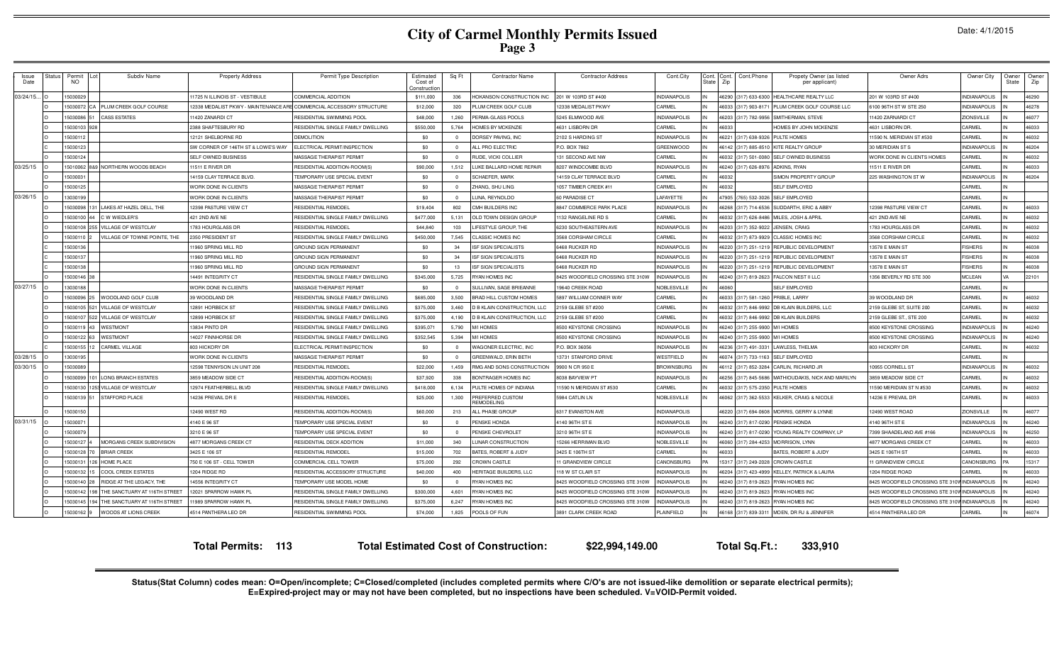# City of Carmel Monthly Permits Issued
## Page 3

Date: 4/1/2015

| Issue Date | Status | Permit NO | Lot | Subdiv Name | Property Address | Permit Type Description | Estimated Cost of Construction | Sq Ft | Contractor Name | Contractor Address | Cont.City | Cont. State | Cont. Zip | Cont.Phone | Propety Owner (as listed per applicant) | Owner Adrs | Owner City | Owner State | Owner Zip |
|---|---|---|---|---|---|---|---|---|---|---|---|---|---|---|---|---|---|---|---|
| 03/24/15... | O | 15030029 | | | 11725 N ILLINOIS ST - VESTIBULE | COMMERCIAL ADDITION | $111,000 | 336 | HOKANSON CONSTRUCTION INC | 201 W 103RD ST #400 | INDIANAPOLIS | IN | 46290 | (317) 633-6300 | HEALTHCARE REALTY LLC | 201 W 103RD ST #400 | INDIANAPOLIS | IN | 46290 |
| | O | 15030072 | CA | PLUM CREEK GOLF COURSE | 12338 MEDALIST PKWY - MAINTENANCE ARE | COMMERCIAL ACCESSORY STRUCTURE | $12,000 | 320 | PLUM CREEK GOLF CLUB | 12338 MEDALIST PKWY | CARMEL | IN | 46033 | (317) 903-8171 | PLUM CREEK GOLF COURSE LLC | 6100 96TH ST W STE 250 | INDIANAPOLIS | IN | 46278 |
| | O | 15030086 | 51 | CASS ESTATES | 11420 ZANARDI CT | RESIDENTIAL SWIMMING POOL | $48,000 | 1,260 | PERMA-GLASS POOLS | 5245 ELMWOOD AVE | INDIANAPOLIS | IN | 46203 | (317) 782-9956 | SMITHERMAN, STEVE | 11420 ZARNARDI CT | ZIONSVILLE | IN | 46077 |
| | O | 15030103 | 928 | | 2388 SHAFTESBURY RD | RESIDENTIAL SINGLE FAMILY DWELLING | $550,000 | 5,764 | HOMES BY MCKENZIE | 4631 LISBORN DR | CARMEL | IN | 46033 | | HOMES BY JOHN MCKENZIE | 4631 LISBORN DR. | CARMEL | IN | 46033 |
| | O | 15030112 | | | 12121 SHELBORNE RD | DEMOLITION | $0 | 0 | DORSEY PAVING, INC | 2102 S HARDING ST | INDIANAPOLIS | IN | 46221 | (317) 638-9326 | PULTE HOMES | 11590 N. MERIDIAN ST #530 | CARMEL | IN | 46032 |
| | O | 15030123 | | | SW CORNER OF 146TH ST & LOWE'S WAY | ELECTRICAL PERMIT/INSPECTION | $0 | 0 | ALL PRO ELECTRIC | P.O. BOX 7862 | GREENWOOD | IN | 46142 | (317) 885-8510 | KITE REALTY GROUP | 30 MERIDIAN ST S | INDIANAPOLIS | IN | 46204 |
| | O | 15030124 | | | SELF OWNED BUSINESS | MASSAGE THERAPIST PERMIT | $0 | 0 | RUDE, VICKI COLLIER | 131 SECOND AVE NW | CARMEL | IN | 46032 | (317) 501-0080 | SELF OWNED BUSINESS | WORK DONE IN CLIENTS HOMES | CARMEL | IN | 46032 |
| 03/25/15 | O | 15010062 | 8&9 | NORTHERN WOODS BEACH | 11511 E RIVER DR | RESIDENTIAL ADDITION-ROOM(S) | $90,000 | 1,512 | LUKE BALLARD HOME REPAIR | 8207 WINDCOMBE BLVD | INDIANAPOLIS | IN | 46240 | (317) 626-8976 | ADKINS, RYAN | 11511 E RIVER DR | CARMEL | IN | 46033 |
| | O | 15030031 | | | 14159 CLAY TERRACE BLVD. | TEMPORARY USE SPECIAL EVENT | $0 | 0 | SCHAEFER, MARK | 14159 CLAY TERRACE BLVD | CARMEL | IN | 46032 | | SIMON PROPERTY GROUP | 225 WASHINGTON ST W | INDIANAPOLIS | IN | 46204 |
| | O | 15030125 | | | WORK DONE IN CLIENTS | MASSAGE THERAPIST PERMIT | $0 | 0 | ZHANG, SHU LING | 1057 TIMBER CREEK #11 | CARMEL | IN | 46032 | | SELF EMPLOYED | | CARMEL | IN | |
| 03/26/15 | O | 13030199 | | | WORK DONE IN CLIENTS | MASSAGE THERAPIST PERMIT | $0 | 0 | LUNA, REYNOLDO | 60 PARADISE CT | LAFAYETTE | IN | 47905 | (765) 532-3026 | SELF EMPLOYED | | CARMEL | IN | |
| | O | 15030098 | 131 | LAKES AT HAZEL DELL, THE | 12398 PASTURE VIEW CT | RESIDENTIAL REMODEL | $19,404 | 802 | CMH BUILDERS INC | 8847 COMMERCE PARK PLACE | INDIANAPOLIS | IN | 46268 | (317) 714-6536 | SUDDARTH, ERIC & ABBY | 12398 PASTURE VIEW CT | CARMEL | IN | 46033 |
| | O | 15030100 | 44 | C W WIEDLER'S | 421 2ND AVE NE | RESIDENTIAL SINGLE FAMILY DWELLING | $477,000 | 5,131 | OLD TOWN DESIGN GROUP | 1132 RANGELINE RD S | CARMEL | IN | 46032 | (317) 626-8486 | MILES, JOSH & APRIL | 421 2ND AVE NE | CARMEL | IN | 46032 |
| | O | 15030108 | 255 | VILLAGE OF WESTCLAY | 1783 HOURGLASS DR | RESIDENTIAL REMODEL | $44,840 | 103 | LIFESTYLE GROUP, THE | 6230 SOUTHEASTERN AVE | INDIANAPOLIS | IN | 46203 | (317) 352-9022 | JENSEN, CRAIG | 1783 HOURGLASS DR | CARMEL | IN | 46032 |
| | O | 15030110 | 2 | VILLAGE OF TOWNE POINTE, THE | 2350 PRESIDENT ST | RESIDENTIAL SINGLE FAMILY DWELLING | $450,000 | 7,545 | CLASSIC HOMES INC | 3568 CORSHAM CIRCLE | CARMEL | IN | 46032 | (317) 873-9929 | CLASSIC HOMES INC | 3568 CORSHAM CIRCLE | CARMEL | IN | 46032 |
| | C | 15030136 | | | 11960 SPRING MILL RD | GROUND SIGN PERMANENT | $0 | 34 | ISF SIGN SPECIALISTS | 6468 RUCKER RD | INDIANAPOLIS | IN | 46220 | (317) 251-1219 | REPUBLIC DEVELOPMENT | 13578 E MAIN ST | FISHERS | IN | 46038 |
| | C | 15030137 | | | 11960 SPRING MILL RD | GROUND SIGN PERMANENT | $0 | 34 | ISF SIGN SPECIALISTS | 6468 RUCKER RD | INDIANAPOLIS | IN | 46220 | (317) 251-1219 | REPUBLIC DEVELOPMENT | 13578 E MAIN ST | FISHERS | IN | 46038 |
| | C | 15030138 | | | 11960 SPRING MILL RD | GROUND SIGN PERMANENT | $0 | 13 | ISF SIGN SPECIALISTS | 6468 RUCKER RD | INDIANAPOLIS | IN | 46220 | (317) 251-1219 | REPUBLIC DEVELOPMENT | 13578 E MAIN ST | FISHERS | IN | 46038 |
| | O | 15030146 | 38 | | 14491 INTEGRITY CT | RESIDENTIAL SINGLE FAMILY DWELLING | $345,000 | 5,725 | RYAN HOMES INC | 8425 WOODFIELD CROSSING STE 310W | INDIANAPOLIS | IN | 46240 | (317) 819-2623 | FALCON NEST II LLC | 1356 BEVERLY RD STE 300 | MCLEAN | VA | 22101 |
| 03/27/15 | O | 13030188 | | | WORK DONE IN CLIENTS | MASSAGE THERAPIST PERMIT | $0 | 0 | SULLIVAN, SAGE BRIEANNE | 19640 CREEK ROAD | NOBLESVILLE | IN | 46060 | | SELF EMPLOYED | | CARMEL | IN | |
| | O | 15030096 | 25 | WOODLAND GOLF CLUB | 39 WOODLAND DR | RESIDENTIAL SINGLE FAMILY DWELLING | $685,000 | 3,500 | BRAD HILL CUSTOM HOMES | 5897 WILLIAM CONNER WAY | CARMEL | IN | 46033 | (317) 581-1260 | PRIBLE, LARRY | 39 WOODLAND DR | CARMEL | IN | 46032 |
| | O | 15030105 | 521 | VILLAGE OF WESTCLAY | 12891 HORBECK ST | RESIDENTIAL SINGLE FAMILY DWELLING | $375,000 | 3,460 | D B KLAIN CONSTRUCTION, LLC | 2159 GLEBE ST #200 | CARMEL | IN | 46032 | (317) 846-9992 | DB KLAIN BUILDERS, LLC | 2159 GLEBE ST, SUITE 200 | CARMEL | IN | 46032 |
| | O | 15030107 | 522 | VILLAGE OF WESTCLAY | 12899 HORBECK ST | RESIDENTIAL SINGLE FAMILY DWELLING | $375,000 | 4,190 | D B KLAIN CONSTRUCTION, LLC | 2159 GLEBE ST #200 | CARMEL | IN | 46032 | (317) 846-9992 | DB KLAIN BUILDERS | 2159 GLEBE ST., STE 200 | CARMEL | IN | 46032 |
| | O | 15030119 | 43 | WESTMONT | 13834 PINTO DR | RESIDENTIAL SINGLE FAMILY DWELLING | $395,071 | 5,790 | M/I HOMES | 8500 KEYSTONE CROSSING | INDIANAPOLIS | IN | 46240 | (317) 255-9900 | M/I HOMES | 8500 KEYSTONE CROSSING | INDIANAPOLIS | IN | 46240 |
| | O | 15030122 | 63 | WESTMONT | 14027 FINNHORSE DR | RESIDENTIAL SINGLE FAMILY DWELLING | $352,545 | 5,394 | M/I HOMES | 8500 KEYSTONE CROSSING | INDIANAPOLIS | IN | 46240 | (317) 255-9900 | M/I HOMES | 8500 KEYSTONE CROSSING | INDIANAPOLIS | IN | 46240 |
| | C | 15030155 | 12 | CARMEL VILLAGE | 803 HICKORY DR | ELECTRICAL PERMIT/INSPECTION | $0 | 0 | WAGONER ELECTRIC, INC | P.O. BOX 36056 | INDIANAPOLIS | IN | 46236 | (317) 491-3331 | LAWLESS, THELMA | 803 HICKORY DR | CARMEL | IN | 46032 |
| 03/28/15 | O | 13030195 | | | WORK DONE IN CLIENTS | MASSAGE THERAPIST PERMIT | $0 | 0 | GREENWALD, ERIN BETH | 13731 STANFORD DRIVE | WESTFIELD | IN | 46074 | (317) 733-1163 | SELF EMPLOYED | | CARMEL | IN | |
| 03/30/15 | O | 15030089 | | | 12598 TENNYSON LN UNIT 208 | RESIDENTIAL REMODEL | $22,000 | 1,459 | RMG AND SONS CONSTRUCTION | 9900 N CR 950 E | BROWNSBURG | IN | 46112 | (317) 852-3284 | CARLIN, RICHARD JR | 10955 CORNELL ST | INDIANAPOLIS | IN | 46032 |
| | O | 15030099 | 101 | LONG BRANCH ESTATES | 3859 MEADOW SIDE CT | RESIDENTIAL ADDITION-ROOM(S) | $37,920 | 338 | BONTRAGER HOMES INC | 8038 BAYVIEW PT | INDIANAPOLIS | IN | 46256 | (317) 845-5686 | MATHIOUDAKIS, NICK AND MARILYN | 3859 MEADOW SIDE CT | CARMEL | IN | 46032 |
| | O | 15030130 | 1253 | VILLAGE OF WESTCLAY | 12974 FEATHERBELL BLVD | RESIDENTIAL SINGLE FAMILY DWELLING | $418,000 | 6,134 | PULTE HOMES OF INDIANA | 11590 N MERIDIAN ST #530 | CARMEL | IN | 46032 | (317) 575-2350 | PULTE HOMES | 11590 MERIDIAN ST N #530 | CARMEL | IN | 46032 |
| | O | 15030139 | 51 | STAFFORD PLACE | 14236 PREVAIL DR E | RESIDENTIAL REMODEL | $25,000 | 1,300 | PREFERRED CUSTOM REMODELING | 5984 CATLIN LN | NOBLESVILLE | IN | 46062 | (317) 362-5533 | KELKER, CRAIG & NICOLE | 14236 E PREVAIL DR | CARMEL | IN | 46033 |
| | O | 15030150 | | | 12490 WEST RD | RESIDENTIAL ADDITION-ROOM(S) | $60,000 | 213 | ALL PHASE GROUP | 6317 EVANSTON AVE | INDIANAPOLIS | | 46220 | (317) 694-0608 | MORRIS, GERRY & LYNNE | 12490 WEST ROAD | ZIONSVILLE | IN | 46077 |
| 03/31/15 | O | 15030071 | | | 4140 E 96 ST | TEMPORARY USE SPECIAL EVENT | $0 | 0 | PENSKE HONDA | 4140 96TH ST E | INDIANAPOLIS | IN | 46240 | (317) 817-0290 | PENSKE HONDA | 4140 96TH ST E | INDIANAPOLIS | IN | 46240 |
| | O | 15030079 | | | 3210 E 96 ST | TEMPORARY USE SPECIAL EVENT | $0 | 0 | PENSKE CHEVROLET | 3210 96TH ST E | INDIANAPOLIS | IN | 46240 | (317) 817-0290 | YOUNG REALTY COMPANY, LP | 7399 SHAADELAND AVE #166 | INDIANAPOLIS | IN | 46250 |
| | O | 15030127 | 4 | MORGANS CREEK SUBDIVISION | 4877 MORGANS CREEK CT | RESIDENTIAL DECK ADDITION | $11,000 | 340 | LUNAR CONSTRUCTION | 15266 HERRIMAN BLVD | NOBLESVILLE | IN | 46060 | (317) 284-4253 | MORRISON, LYNN | 4877 MORGANS CREEK CT | CARMEL | IN | 46033 |
| | O | 15030128 | 70 | BRIAR CREEK | 3425 E 106 ST | RESIDENTIAL REMODEL | $15,000 | 702 | BATES, ROBERT & JUDY | 3425 E 106TH ST | CARMEL | IN | 46033 | | BATES, ROBERT & JUDY | 3425 E 106TH ST | CARMEL | IN | 46033 |
| | O | 15030131 | 126 | HOME PLACE | 750 E 106 ST - CELL TOWER | COMMERCIAL CELL TOWER | $75,000 | 292 | CROWN CASTLE | 11 GRANDVIEW CIRCLE | CANONSBURG | PA | 15317 | (317) 249-2028 | CROWN CASTLE | 11 GRANDVIEW CIRCLE | CANONSBURG | PA | 15317 |
| | O | 15030132 | 15 | COOL CREEK ESTATES | 1204 RIDGE RD | RESIDENTIAL ACCESSORY STRUCTURE | $40,000 | 400 | HERITAGE BUILDERS, LLC | 118 W ST CLAIR ST | INDIANAPOLIS | IN | 46204 | (317) 423-4999 | KELLEY, PATRICK & LAURA | 1204 RIDGE ROAD | CARMEL | IN | 46033 |
| | O | 15030140 | 28 | RIDGE AT THE LEGACY, THE | 14556 INTEGRITY CT | TEMPORARY USE MODEL HOME | $0 | 0 | RYAN HOMES INC | 8425 WOODFIELD CROSSING STE 310W | INDIANAPOLIS | IN | 46240 | (317) 819-2623 | RYAN HOMES INC | 8425 WOODFIELD CROSSING STE 310W | INDIANAPOLIS | IN | 46240 |
| | O | 15030142 | 198 | THE SANCTUARY AT 116TH STREET | 12021 SPARROW HAWK PL | RESIDENTIAL SINGLE FAMILY DWELLING | $300,000 | 4,601 | RYAN HOMES INC | 8425 WOODFIELD CROSSING STE 310W | INDIANAPOLIS | IN | 46240 | (317) 819-2623 | RYAN HOMES INC | 8425 WOODFIELD CROSSING STE 310W | INDIANAPOLIS | IN | 46240 |
| | O | 15030145 | 194 | THE SANCTUARY AT 116TH STREET | 11989 SPARROW HAWK PL | RESIDENTIAL SINGLE FAMILY DWELLING | $375,000 | 6,247 | RYAN HOMES INC | 8425 WOODFIELD CROSSING STE 310W | INDIANAPOLIS | IN | 46240 | (317) 819-2623 | RYAN HOMES INC | 8425 WOODFIELD CROSSING STE 310W | INDIANAPOLIS | IN | 46240 |
| | O | 15030162 | 9 | WOODS AT LIONS CREEK | 4514 PANTHERA LEO DR | RESIDENTIAL SWIMMING POOL | $74,000 | 1,825 | POOLS OF FUN | 3891 CLARK CREEK ROAD | PLAINFIELD | IN | 46168 | (317) 839-3311 | MOEN, DR RJ & JENNIFER | 4514 PANTHERA LEO DR | CARMEL | IN | 46074 |

**Total Permits: 113** **Total Estimated Cost of Construction: $22,994,149.00** **Total Sq.Ft.: 333,910**

**Status(Stat Column) codes mean: O=Open/incomplete; C=Closed/completed (includes completed permits where C/O's are not issued-like demolition or separate electrical permits); E=Expired-project may or may not have been completed, but no inspections have been scheduled. V=VOID-Permit voided.**